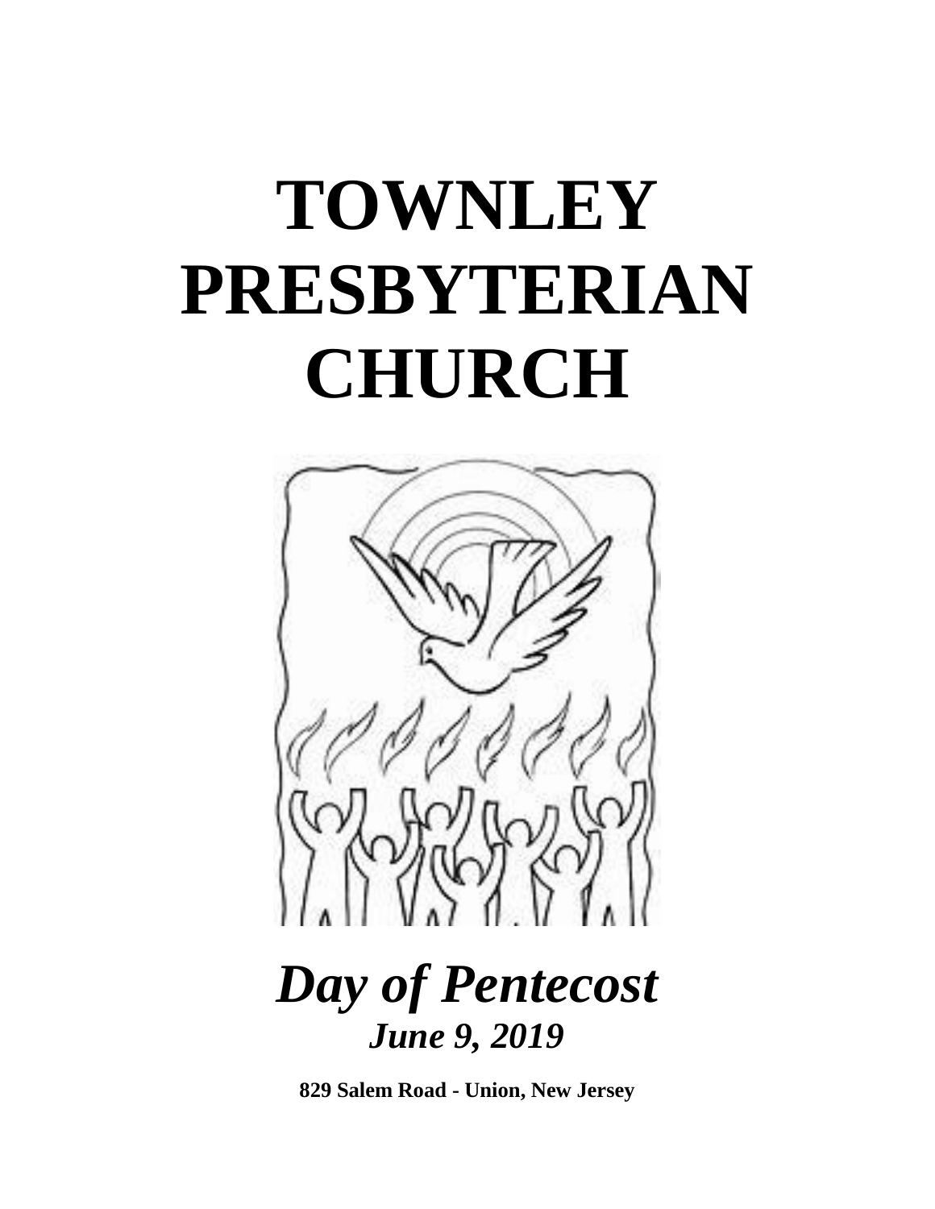# TOWNLEY PRESBYTERIAN CHURCH

## *Day of Pentecost*

### *June 9, 2019*

**829 Salem Road - Union, New Jersey**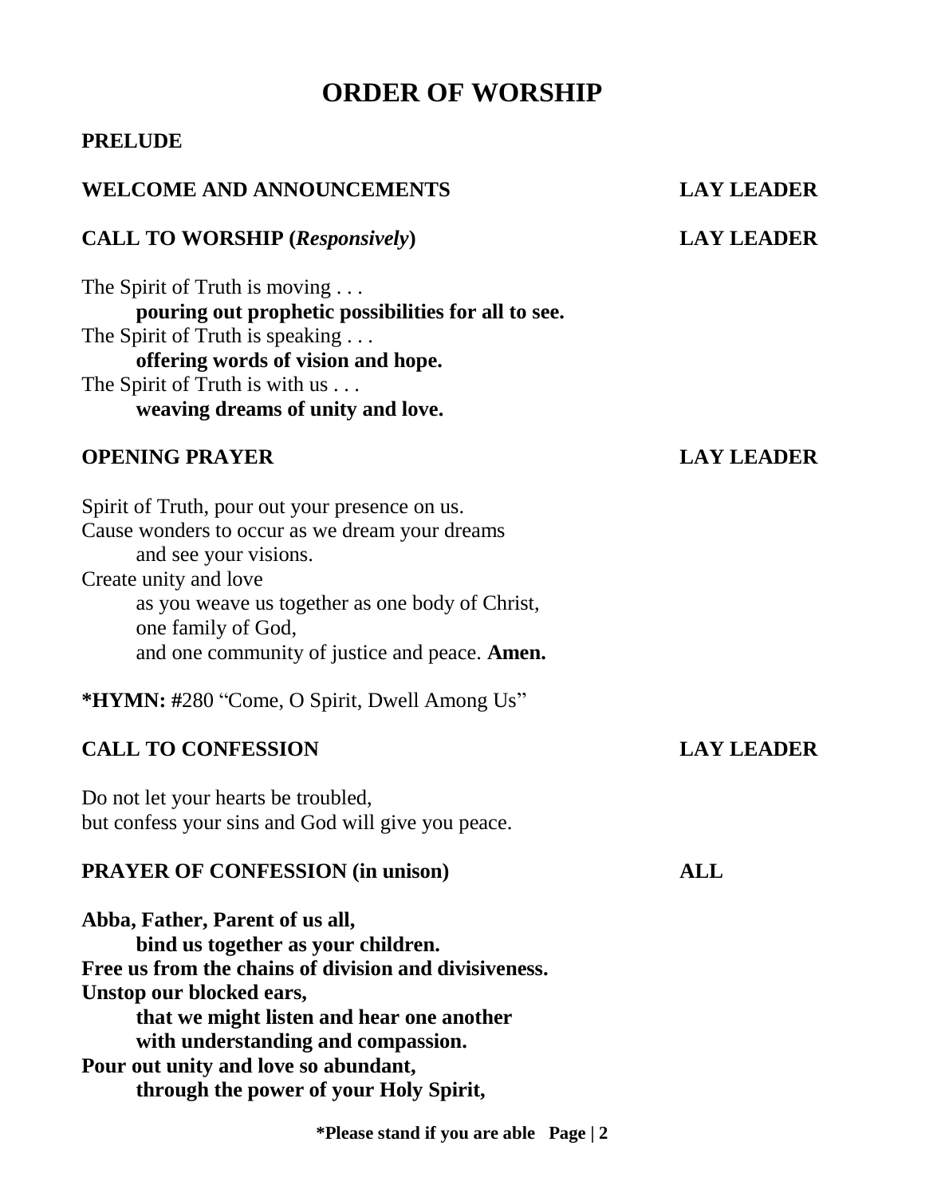# ORDER OF WORSHIP

**PRELUDE**

**WELCOME AND ANNOUNCEMENTS** **LAY LEADER**

**CALL TO WORSHIP (*Responsively*)** **LAY LEADER**

The Spirit of Truth is moving . . .
  **pouring out prophetic possibilities for all to see.**
The Spirit of Truth is speaking . . .
  **offering words of vision and hope.**
The Spirit of Truth is with us . . .
  **weaving dreams of unity and love.**

**OPENING PRAYER** **LAY LEADER**

Spirit of Truth, pour out your presence on us.
Cause wonders to occur as we dream your dreams
  and see your visions.
Create unity and love
  as you weave us together as one body of Christ,
  one family of God,
  and one community of justice and peace. **Amen.**

**\*HYMN: #**280 "Come, O Spirit, Dwell Among Us"

**CALL TO CONFESSION** **LAY LEADER**

Do not let your hearts be troubled,
but confess your sins and God will give you peace.

**PRAYER OF CONFESSION (in unison)** **ALL**

**Abba, Father, Parent of us all,**
  **bind us together as your children.**
**Free us from the chains of division and divisiveness.**
**Unstop our blocked ears,**
  **that we might listen and hear one another**
  **with understanding and compassion.**
**Pour out unity and love so abundant,**
  **through the power of your Holy Spirit,**

**\*Please stand if you are able**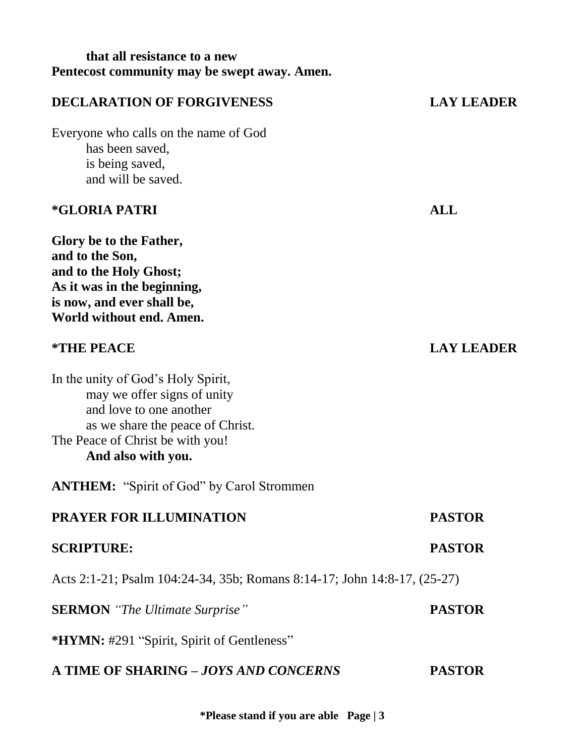**that all resistance to a new**
**Pentecost community may be swept away. Amen.**

**DECLARATION OF FORGIVENESS** **LAY LEADER**

Everyone who calls on the name of God
has been saved,
is being saved,
and will be saved.

**\*GLORIA PATRI** **ALL**

**Glory be to the Father,**
**and to the Son,**
**and to the Holy Ghost;**
**As it was in the beginning,**
**is now, and ever shall be,**
**World without end. Amen.**

**\*THE PEACE** **LAY LEADER**

In the unity of God's Holy Spirit,
may we offer signs of unity
and love to one another
as we share the peace of Christ.
The Peace of Christ be with you!
**And also with you.**

**ANTHEM:** "Spirit of God" by Carol Strommen

**PRAYER FOR ILLUMINATION** **PASTOR**

**SCRIPTURE:** **PASTOR**

Acts 2:1-21; Psalm 104:24-34, 35b; Romans 8:14-17; John 14:8-17, (25-27)

**SERMON** *"The Ultimate Surprise"* **PASTOR**

**\*HYMN:** #291 "Spirit, Spirit of Gentleness"

**A TIME OF SHARING –** ***JOYS AND CONCERNS*** **PASTOR**

**\*Please stand if you are able**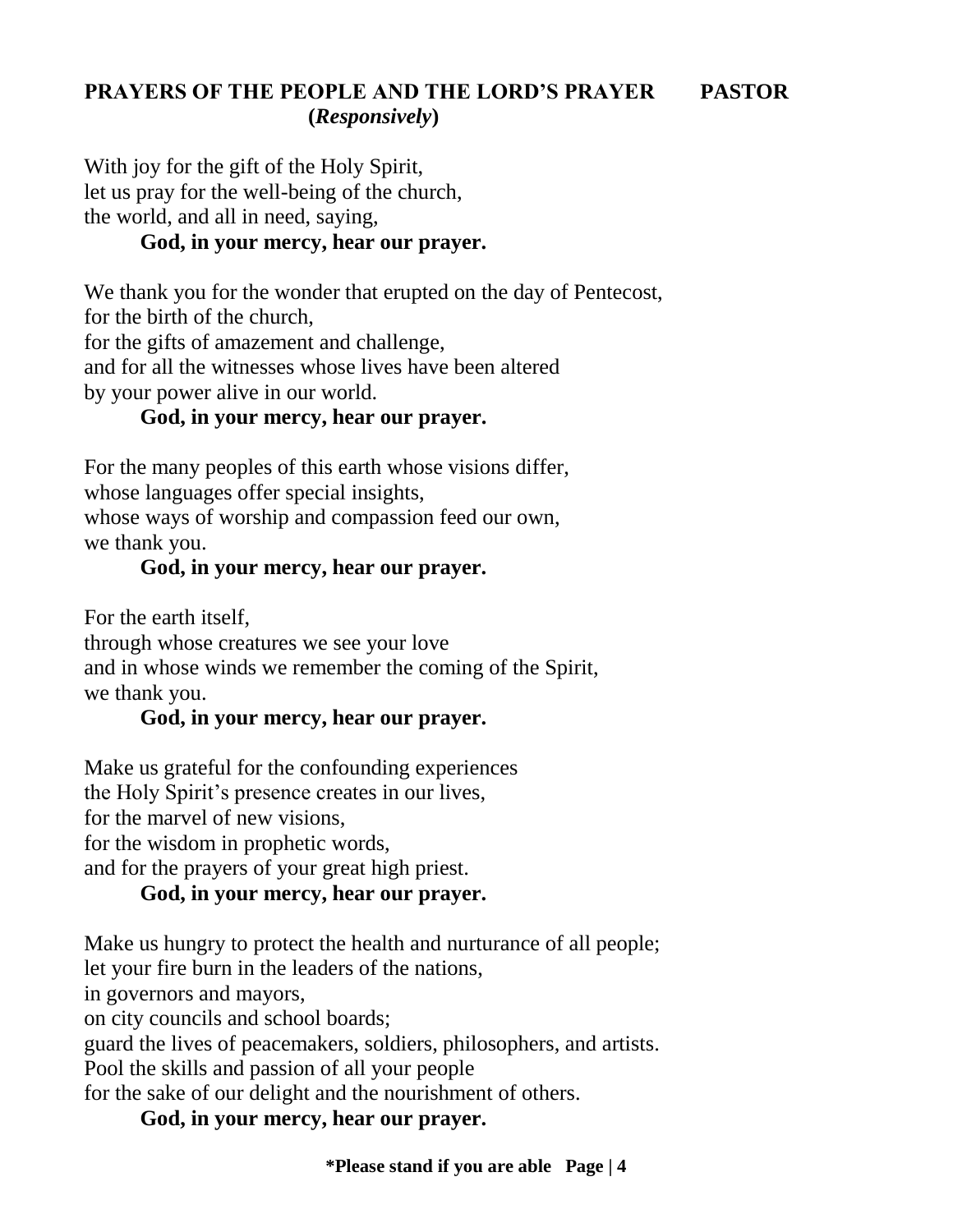## PRAYERS OF THE PEOPLE AND THE LORD'S PRAYER PASTOR
**(*Responsively*)**

With joy for the gift of the Holy Spirit,
let us pray for the well-being of the church,
the world, and all in need, saying,
**God, in your mercy, hear our prayer.**

We thank you for the wonder that erupted on the day of Pentecost,
for the birth of the church,
for the gifts of amazement and challenge,
and for all the witnesses whose lives have been altered
by your power alive in our world.
**God, in your mercy, hear our prayer.**

For the many peoples of this earth whose visions differ,
whose languages offer special insights,
whose ways of worship and compassion feed our own,
we thank you.
**God, in your mercy, hear our prayer.**

For the earth itself,
through whose creatures we see your love
and in whose winds we remember the coming of the Spirit,
we thank you.
**God, in your mercy, hear our prayer.**

Make us grateful for the confounding experiences
the Holy Spirit's presence creates in our lives,
for the marvel of new visions,
for the wisdom in prophetic words,
and for the prayers of your great high priest.
**God, in your mercy, hear our prayer.**

Make us hungry to protect the health and nurturance of all people;
let your fire burn in the leaders of the nations,
in governors and mayors,
on city councils and school boards;
guard the lives of peacemakers, soldiers, philosophers, and artists.
Pool the skills and passion of all your people
for the sake of our delight and the nourishment of others.
**God, in your mercy, hear our prayer.**

**\*Please stand if you are able**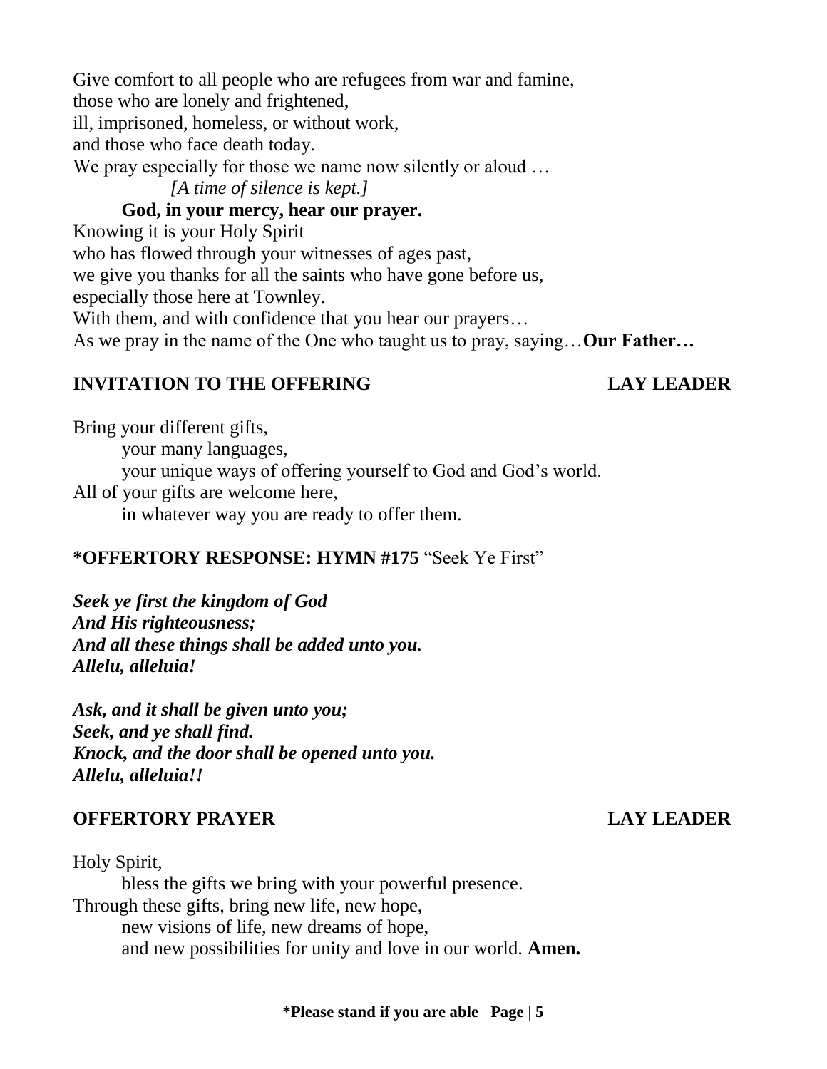Give comfort to all people who are refugees from war and famine,
those who are lonely and frightened,
ill, imprisoned, homeless, or without work,
and those who face death today.
We pray especially for those we name now silently or aloud …

*[A time of silence is kept.]*

**God, in your mercy, hear our prayer.**

Knowing it is your Holy Spirit
who has flowed through your witnesses of ages past,
we give you thanks for all the saints who have gone before us,
especially those here at Townley.
With them, and with confidence that you hear our prayers…
As we pray in the name of the One who taught us to pray, saying…**Our Father…**

**INVITATION TO THE OFFERING** **LAY LEADER**

Bring your different gifts,
your many languages,
your unique ways of offering yourself to God and God's world.
All of your gifts are welcome here,
in whatever way you are ready to offer them.

**\*OFFERTORY RESPONSE: HYMN #175** "Seek Ye First"

***Seek ye first the kingdom of God***
***And His righteousness;***
***And all these things shall be added unto you.***
***Allelu, alleluia!***

***Ask, and it shall be given unto you;***
***Seek, and ye shall find.***
***Knock, and the door shall be opened unto you.***
***Allelu, alleluia!!***

**OFFERTORY PRAYER** **LAY LEADER**

Holy Spirit,
bless the gifts we bring with your powerful presence.
Through these gifts, bring new life, new hope,
new visions of life, new dreams of hope,
and new possibilities for unity and love in our world. **Amen.**

**\*Please stand if you are able**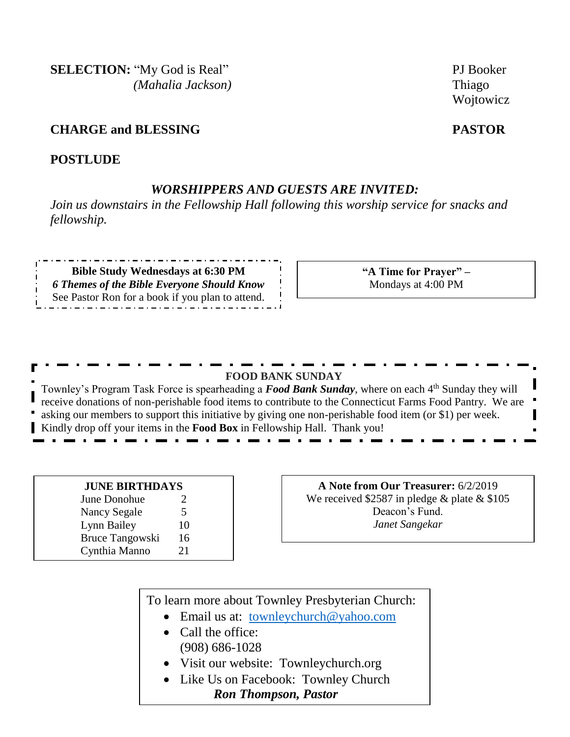**SELECTION:** "My God is Real" PJ Booker
*(Mahalia Jackson)* Thiago Wojtowicz

**CHARGE and BLESSING** **PASTOR**

**POSTLUDE**

***WORSHIPPERS AND GUESTS ARE INVITED:***

*Join us downstairs in the Fellowship Hall following this worship service for snacks and fellowship.*

**Bible Study Wednesdays at 6:30 PM**
***6 Themes of the Bible Everyone Should Know***
See Pastor Ron for a book if you plan to attend.

**"A Time for Prayer" –**
Mondays at 4:00 PM

**FOOD BANK SUNDAY**

Townley's Program Task Force is spearheading a ***Food Bank Sunday***, where on each 4th Sunday they will receive donations of non-perishable food items to contribute to the Connecticut Farms Food Pantry. We are asking our members to support this initiative by giving one non-perishable food item (or $1) per week. Kindly drop off your items in the **Food Box** in Fellowship Hall. Thank you!

**JUNE BIRTHDAYS**

| | |
|---|---|
| June Donohue | 2 |
| Nancy Segale | 5 |
| Lynn Bailey | 10 |
| Bruce Tangowski | 16 |
| Cynthia Manno | 21 |

**A Note from Our Treasurer:** 6/2/2019
We received $2587 in pledge & plate & $105 Deacon's Fund.
*Janet Sangekar*

To learn more about Townley Presbyterian Church:

- Email us at: townleychurch@yahoo.com
- Call the office: (908) 686-1028
- Visit our website: Townleychurch.org
- Like Us on Facebook: Townley Church

***Ron Thompson, Pastor***